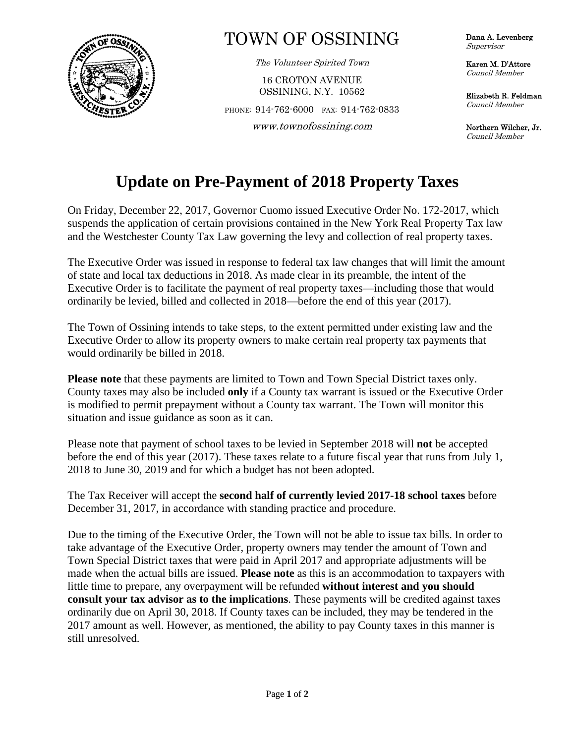# TOWN OF OSSINING

*The Volunteer Spirited Town*

16 CROTON AVENUE
OSSINING, N.Y. 10562

PHONE: 914-762-6000 FAX: 914-762-0833

*www.townofossining.com*

**Dana A. Levenberg**
*Supervisor*

**Karen M. D'Attore**
*Council Member*

**Elizabeth R. Feldman**
*Council Member*

**Northern Wilcher, Jr.**
*Council Member*

## Update on Pre-Payment of 2018 Property Taxes

On Friday, December 22, 2017, Governor Cuomo issued Executive Order No. 172-2017, which suspends the application of certain provisions contained in the New York Real Property Tax law and the Westchester County Tax Law governing the levy and collection of real property taxes.

The Executive Order was issued in response to federal tax law changes that will limit the amount of state and local tax deductions in 2018. As made clear in its preamble, the intent of the Executive Order is to facilitate the payment of real property taxes—including those that would ordinarily be levied, billed and collected in 2018—before the end of this year (2017).

The Town of Ossining intends to take steps, to the extent permitted under existing law and the Executive Order to allow its property owners to make certain real property tax payments that would ordinarily be billed in 2018.

**Please note** that these payments are limited to Town and Town Special District taxes only. County taxes may also be included **only** if a County tax warrant is issued or the Executive Order is modified to permit prepayment without a County tax warrant. The Town will monitor this situation and issue guidance as soon as it can.

Please note that payment of school taxes to be levied in September 2018 will **not** be accepted before the end of this year (2017). These taxes relate to a future fiscal year that runs from July 1, 2018 to June 30, 2019 and for which a budget has not been adopted.

The Tax Receiver will accept the **second half of currently levied 2017-18 school taxes** before December 31, 2017, in accordance with standing practice and procedure.

Due to the timing of the Executive Order, the Town will not be able to issue tax bills. In order to take advantage of the Executive Order, property owners may tender the amount of Town and Town Special District taxes that were paid in April 2017 and appropriate adjustments will be made when the actual bills are issued. **Please note** as this is an accommodation to taxpayers with little time to prepare, any overpayment will be refunded **without interest and you should consult your tax advisor as to the implications**. These payments will be credited against taxes ordinarily due on April 30, 2018. If County taxes can be included, they may be tendered in the 2017 amount as well. However, as mentioned, the ability to pay County taxes in this manner is still unresolved.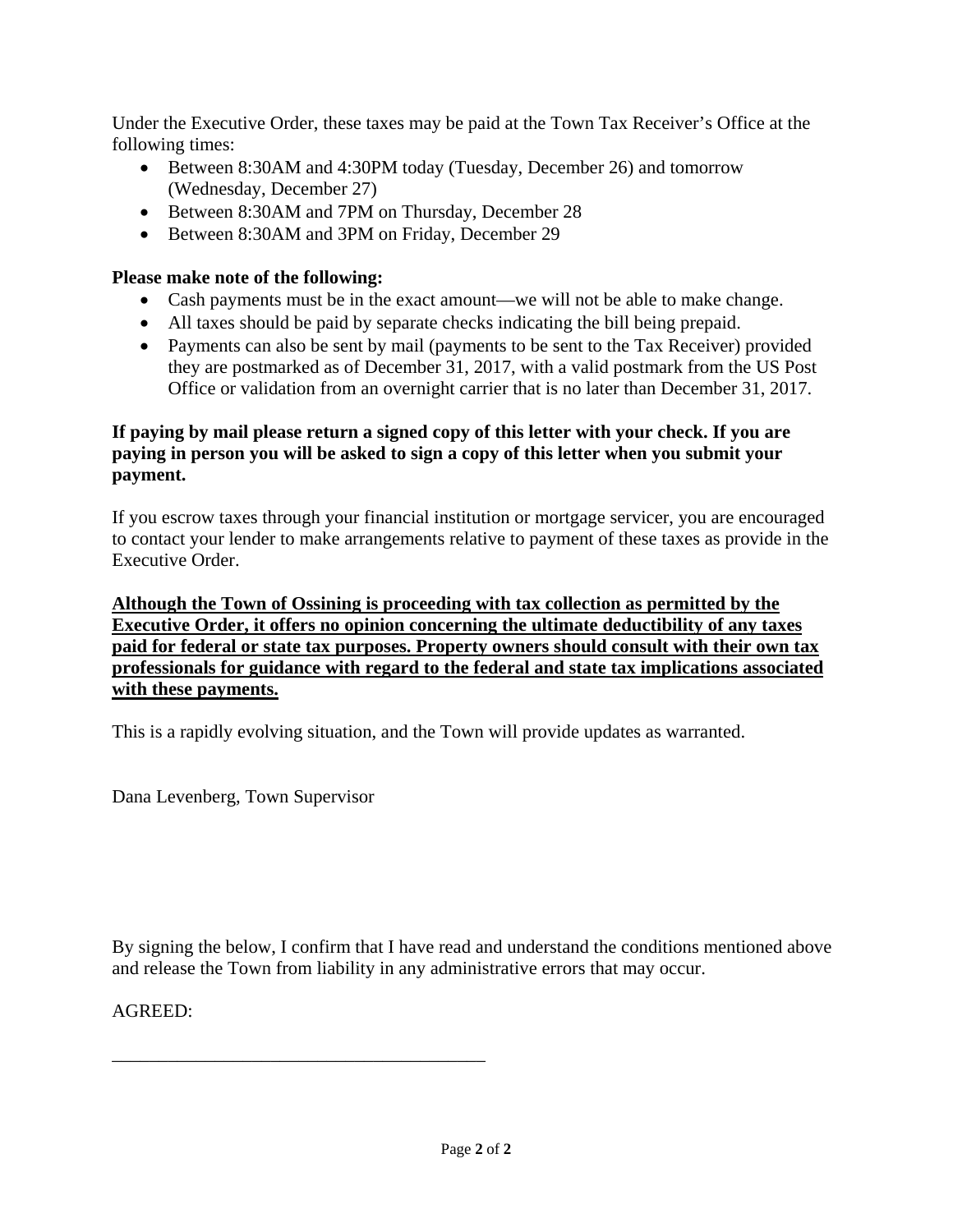Under the Executive Order, these taxes may be paid at the Town Tax Receiver's Office at the following times:

- Between 8:30AM and 4:30PM today (Tuesday, December 26) and tomorrow (Wednesday, December 27)
- Between 8:30AM and 7PM on Thursday, December 28
- Between 8:30AM and 3PM on Friday, December 29

**Please make note of the following:**

- Cash payments must be in the exact amount—we will not be able to make change.
- All taxes should be paid by separate checks indicating the bill being prepaid.
- Payments can also be sent by mail (payments to be sent to the Tax Receiver) provided they are postmarked as of December 31, 2017, with a valid postmark from the US Post Office or validation from an overnight carrier that is no later than December 31, 2017.

**If paying by mail please return a signed copy of this letter with your check. If you are paying in person you will be asked to sign a copy of this letter when you submit your payment.**

If you escrow taxes through your financial institution or mortgage servicer, you are encouraged to contact your lender to make arrangements relative to payment of these taxes as provide in the Executive Order.

**<u>Although the Town of Ossining is proceeding with tax collection as permitted by the Executive Order, it offers no opinion concerning the ultimate deductibility of any taxes paid for federal or state tax purposes. Property owners should consult with their own tax professionals for guidance with regard to the federal and state tax implications associated with these payments.</u>**

This is a rapidly evolving situation, and the Town will provide updates as warranted.

Dana Levenberg, Town Supervisor

By signing the below, I confirm that I have read and understand the conditions mentioned above and release the Town from liability in any administrative errors that may occur.

AGREED:

\_\_\_\_\_\_\_\_\_\_\_\_\_\_\_\_\_\_\_\_\_\_\_\_\_\_\_\_\_\_\_\_\_\_\_\_\_\_\_\_